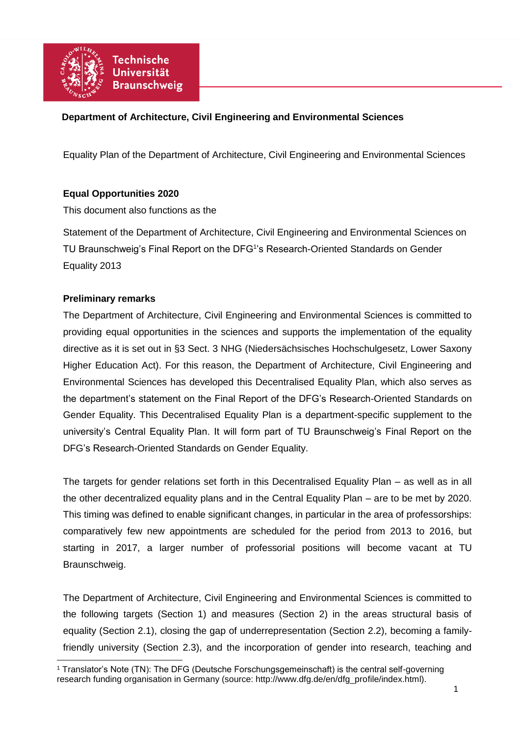**Department of Architecture, Civil Engineering and Environmental Sciences**

Equality Plan of the Department of Architecture, Civil Engineering and Environmental Sciences

**Equal Opportunities 2020**

This document also functions as the

Statement of the Department of Architecture, Civil Engineering and Environmental Sciences on TU Braunschweig's Final Report on the DFG[1]'s Research-Oriented Standards on Gender Equality 2013

**Preliminary remarks**

The Department of Architecture, Civil Engineering and Environmental Sciences is committed to providing equal opportunities in the sciences and supports the implementation of the equality directive as it is set out in §3 Sect. 3 NHG (Niedersächsisches Hochschulgesetz, Lower Saxony Higher Education Act). For this reason, the Department of Architecture, Civil Engineering and Environmental Sciences has developed this Decentralised Equality Plan, which also serves as the department's statement on the Final Report of the DFG's Research-Oriented Standards on Gender Equality. This Decentralised Equality Plan is a department-specific supplement to the university's Central Equality Plan. It will form part of TU Braunschweig's Final Report on the DFG's Research-Oriented Standards on Gender Equality.

The targets for gender relations set forth in this Decentralised Equality Plan – as well as in all the other decentralized equality plans and in the Central Equality Plan – are to be met by 2020. This timing was defined to enable significant changes, in particular in the area of professorships: comparatively few new appointments are scheduled for the period from 2013 to 2016, but starting in 2017, a larger number of professorial positions will become vacant at TU Braunschweig.

The Department of Architecture, Civil Engineering and Environmental Sciences is committed to the following targets (Section 1) and measures (Section 2) in the areas structural basis of equality (Section 2.1), closing the gap of underrepresentation (Section 2.2), becoming a family-friendly university (Section 2.3), and the incorporation of gender into research, teaching and

[1] Translator's Note (TN): The DFG (Deutsche Forschungsgemeinschaft) is the central self-governing research funding organisation in Germany (source: http://www.dfg.de/en/dfg_profile/index.html).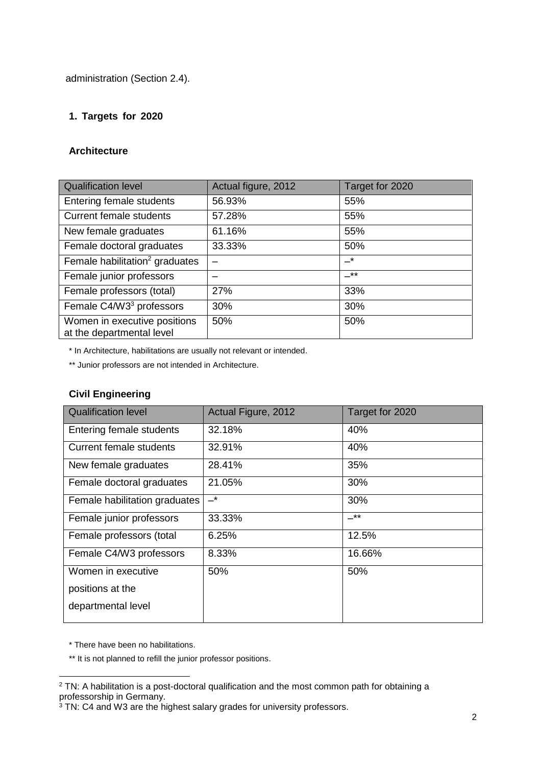administration (Section 2.4).

## 1. Targets for 2020

### Architecture

| Qualification level | Actual figure, 2012 | Target for 2020 |
|---|---|---|
| Entering female students | 56.93% | 55% |
| Current female students | 57.28% | 55% |
| New female graduates | 61.16% | 55% |
| Female doctoral graduates | 33.33% | 50% |
| Female habilitation[2] graduates | – | –* |
| Female junior professors | – | –** |
| Female professors (total) | 27% | 33% |
| Female C4/W3[3] professors | 30% | 30% |
| Women in executive positions at the departmental level | 50% | 50% |

\* In Architecture, habilitations are usually not relevant or intended.

** Junior professors are not intended in Architecture.

### Civil Engineering

| Qualification level | Actual Figure, 2012 | Target for 2020 |
|---|---|---|
| Entering female students | 32.18% | 40% |
| Current female students | 32.91% | 40% |
| New female graduates | 28.41% | 35% |
| Female doctoral graduates | 21.05% | 30% |
| Female habilitation graduates | –* | 30% |
| Female junior professors | 33.33% | –** |
| Female professors (total | 6.25% | 12.5% |
| Female C4/W3 professors | 8.33% | 16.66% |
| Women in executive positions at the departmental level | 50% | 50% |

\* There have been no habilitations.

** It is not planned to refill the junior professor positions.

[2] TN: A habilitation is a post-doctoral qualification and the most common path for obtaining a professorship in Germany.

[3] TN: C4 and W3 are the highest salary grades for university professors.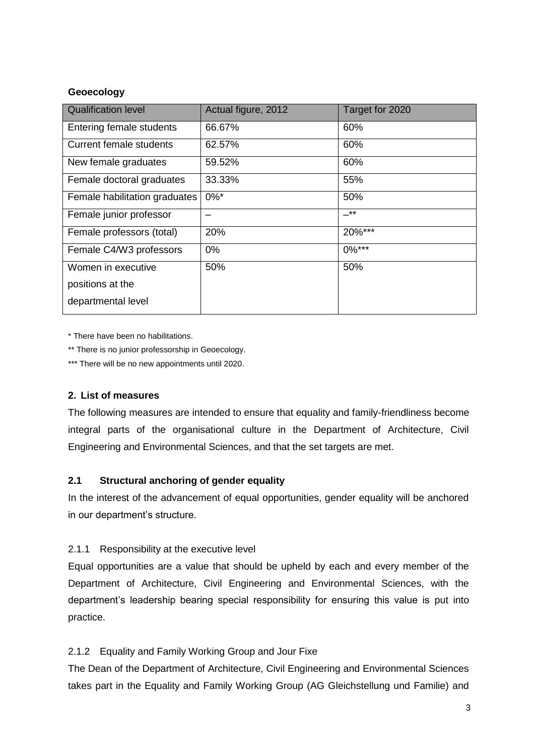**Geoecology**

| Qualification level | Actual figure, 2012 | Target for 2020 |
| --- | --- | --- |
| Entering female students | 66.67% | 60% |
| Current female students | 62.57% | 60% |
| New female graduates | 59.52% | 60% |
| Female doctoral graduates | 33.33% | 55% |
| Female habilitation graduates | 0%* | 50% |
| Female junior professor | – | –** |
| Female professors (total) | 20% | 20%*** |
| Female C4/W3 professors | 0% | 0%*** |
| Women in executive positions at the departmental level | 50% | 50% |

\* There have been no habilitations.

** There is no junior professorship in Geoecology.

*** There will be no new appointments until 2020.

## 2. List of measures

The following measures are intended to ensure that equality and family-friendliness become integral parts of the organisational culture in the Department of Architecture, Civil Engineering and Environmental Sciences, and that the set targets are met.

### 2.1 Structural anchoring of gender equality

In the interest of the advancement of equal opportunities, gender equality will be anchored in our department's structure.

#### 2.1.1 Responsibility at the executive level

Equal opportunities are a value that should be upheld by each and every member of the Department of Architecture, Civil Engineering and Environmental Sciences, with the department's leadership bearing special responsibility for ensuring this value is put into practice.

#### 2.1.2 Equality and Family Working Group and Jour Fixe

The Dean of the Department of Architecture, Civil Engineering and Environmental Sciences takes part in the Equality and Family Working Group (AG Gleichstellung und Familie) and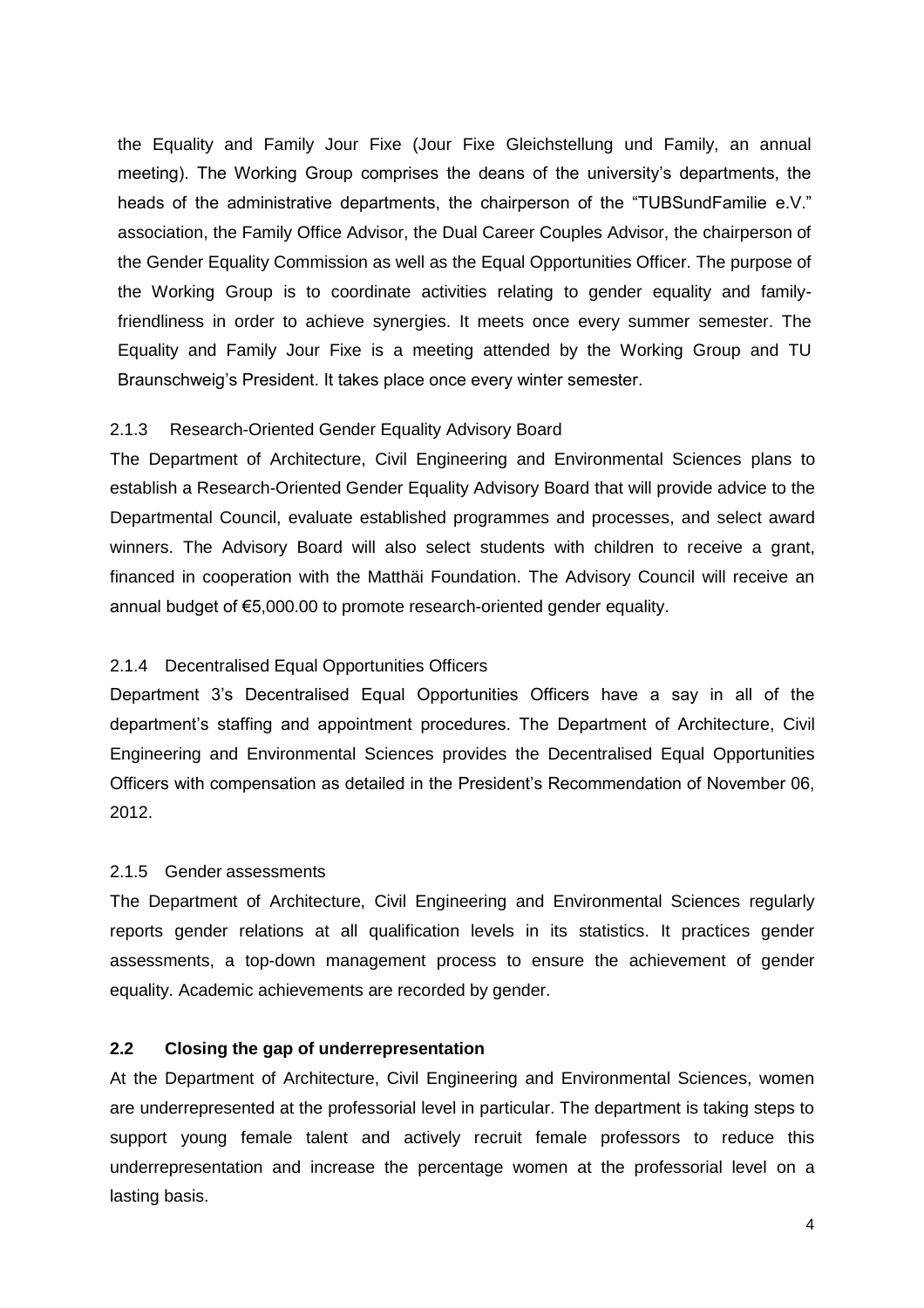the Equality and Family Jour Fixe (Jour Fixe Gleichstellung und Family, an annual meeting). The Working Group comprises the deans of the university's departments, the heads of the administrative departments, the chairperson of the "TUBSundFamilie e.V." association, the Family Office Advisor, the Dual Career Couples Advisor, the chairperson of the Gender Equality Commission as well as the Equal Opportunities Officer. The purpose of the Working Group is to coordinate activities relating to gender equality and family-friendliness in order to achieve synergies. It meets once every summer semester. The Equality and Family Jour Fixe is a meeting attended by the Working Group and TU Braunschweig's President. It takes place once every winter semester.

### 2.1.3 Research-Oriented Gender Equality Advisory Board

The Department of Architecture, Civil Engineering and Environmental Sciences plans to establish a Research-Oriented Gender Equality Advisory Board that will provide advice to the Departmental Council, evaluate established programmes and processes, and select award winners. The Advisory Board will also select students with children to receive a grant, financed in cooperation with the Matthäi Foundation. The Advisory Council will receive an annual budget of €5,000.00 to promote research-oriented gender equality.

### 2.1.4 Decentralised Equal Opportunities Officers

Department 3's Decentralised Equal Opportunities Officers have a say in all of the department's staffing and appointment procedures. The Department of Architecture, Civil Engineering and Environmental Sciences provides the Decentralised Equal Opportunities Officers with compensation as detailed in the President's Recommendation of November 06, 2012.

### 2.1.5 Gender assessments

The Department of Architecture, Civil Engineering and Environmental Sciences regularly reports gender relations at all qualification levels in its statistics. It practices gender assessments, a top-down management process to ensure the achievement of gender equality. Academic achievements are recorded by gender.

## 2.2 Closing the gap of underrepresentation

At the Department of Architecture, Civil Engineering and Environmental Sciences, women are underrepresented at the professorial level in particular. The department is taking steps to support young female talent and actively recruit female professors to reduce this underrepresentation and increase the percentage women at the professorial level on a lasting basis.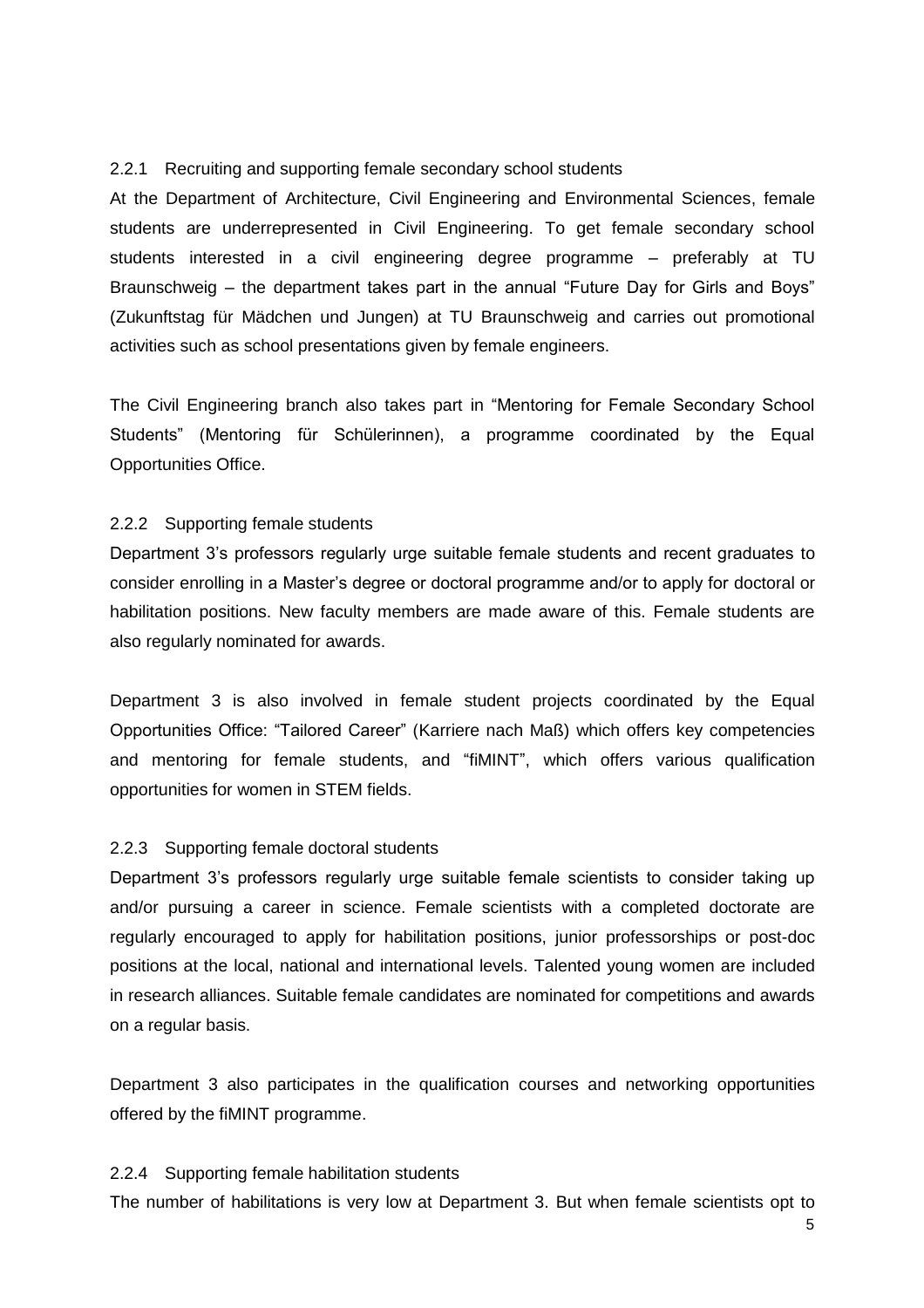### 2.2.1 Recruiting and supporting female secondary school students

At the Department of Architecture, Civil Engineering and Environmental Sciences, female students are underrepresented in Civil Engineering. To get female secondary school students interested in a civil engineering degree programme – preferably at TU Braunschweig – the department takes part in the annual "Future Day for Girls and Boys" (Zukunftstag für Mädchen und Jungen) at TU Braunschweig and carries out promotional activities such as school presentations given by female engineers.

The Civil Engineering branch also takes part in "Mentoring for Female Secondary School Students" (Mentoring für Schülerinnen), a programme coordinated by the Equal Opportunities Office.

### 2.2.2 Supporting female students

Department 3's professors regularly urge suitable female students and recent graduates to consider enrolling in a Master's degree or doctoral programme and/or to apply for doctoral or habilitation positions. New faculty members are made aware of this. Female students are also regularly nominated for awards.

Department 3 is also involved in female student projects coordinated by the Equal Opportunities Office: "Tailored Career" (Karriere nach Maß) which offers key competencies and mentoring for female students, and "fiMINT", which offers various qualification opportunities for women in STEM fields.

### 2.2.3 Supporting female doctoral students

Department 3's professors regularly urge suitable female scientists to consider taking up and/or pursuing a career in science. Female scientists with a completed doctorate are regularly encouraged to apply for habilitation positions, junior professorships or post-doc positions at the local, national and international levels. Talented young women are included in research alliances. Suitable female candidates are nominated for competitions and awards on a regular basis.

Department 3 also participates in the qualification courses and networking opportunities offered by the fiMINT programme.

### 2.2.4 Supporting female habilitation students

The number of habilitations is very low at Department 3. But when female scientists opt to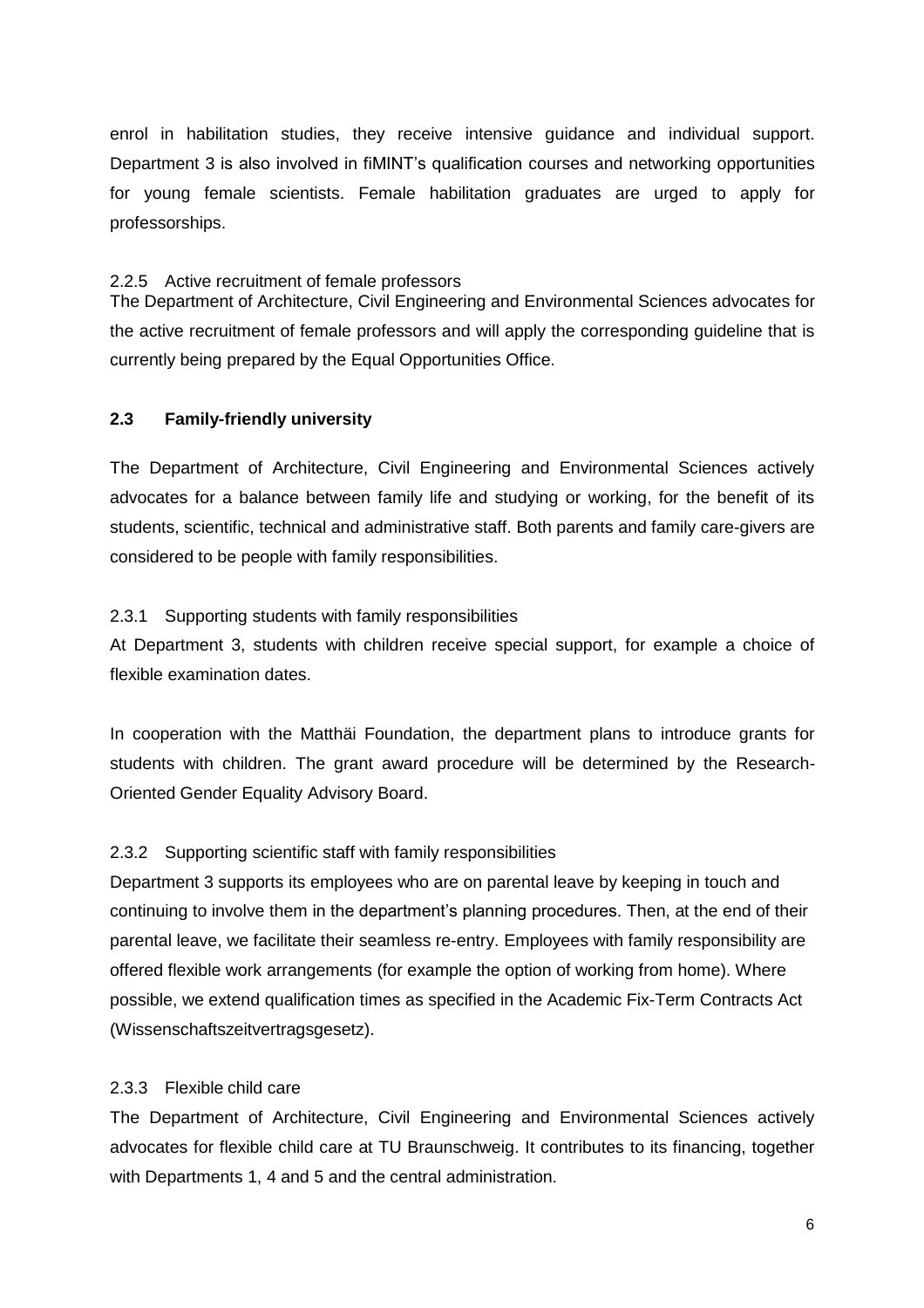enrol in habilitation studies, they receive intensive guidance and individual support. Department 3 is also involved in fiMINT's qualification courses and networking opportunities for young female scientists. Female habilitation graduates are urged to apply for professorships.

#### 2.2.5 Active recruitment of female professors

The Department of Architecture, Civil Engineering and Environmental Sciences advocates for the active recruitment of female professors and will apply the corresponding guideline that is currently being prepared by the Equal Opportunities Office.

### 2.3 Family-friendly university

The Department of Architecture, Civil Engineering and Environmental Sciences actively advocates for a balance between family life and studying or working, for the benefit of its students, scientific, technical and administrative staff. Both parents and family care-givers are considered to be people with family responsibilities.

#### 2.3.1 Supporting students with family responsibilities

At Department 3, students with children receive special support, for example a choice of flexible examination dates.

In cooperation with the Matthäi Foundation, the department plans to introduce grants for students with children. The grant award procedure will be determined by the Research-Oriented Gender Equality Advisory Board.

#### 2.3.2 Supporting scientific staff with family responsibilities

Department 3 supports its employees who are on parental leave by keeping in touch and continuing to involve them in the department's planning procedures. Then, at the end of their parental leave, we facilitate their seamless re-entry. Employees with family responsibility are offered flexible work arrangements (for example the option of working from home). Where possible, we extend qualification times as specified in the Academic Fix-Term Contracts Act (Wissenschaftszeitvertragsgesetz).

#### 2.3.3 Flexible child care

The Department of Architecture, Civil Engineering and Environmental Sciences actively advocates for flexible child care at TU Braunschweig. It contributes to its financing, together with Departments 1, 4 and 5 and the central administration.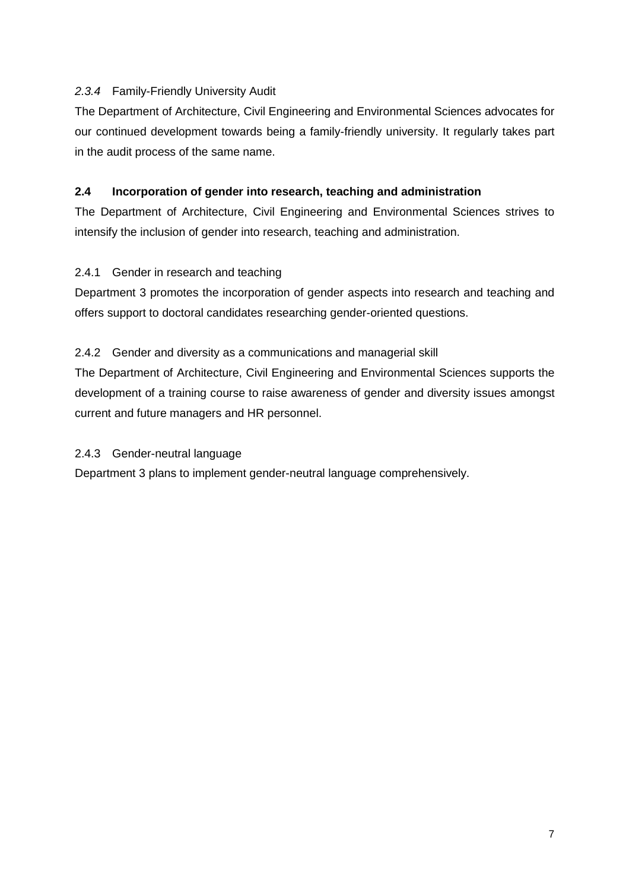#### *2.3.4* Family-Friendly University Audit

The Department of Architecture, Civil Engineering and Environmental Sciences advocates for our continued development towards being a family-friendly university. It regularly takes part in the audit process of the same name.

### 2.4 Incorporation of gender into research, teaching and administration

The Department of Architecture, Civil Engineering and Environmental Sciences strives to intensify the inclusion of gender into research, teaching and administration.

#### 2.4.1 Gender in research and teaching

Department 3 promotes the incorporation of gender aspects into research and teaching and offers support to doctoral candidates researching gender-oriented questions.

#### 2.4.2 Gender and diversity as a communications and managerial skill

The Department of Architecture, Civil Engineering and Environmental Sciences supports the development of a training course to raise awareness of gender and diversity issues amongst current and future managers and HR personnel.

#### 2.4.3 Gender-neutral language

Department 3 plans to implement gender-neutral language comprehensively.